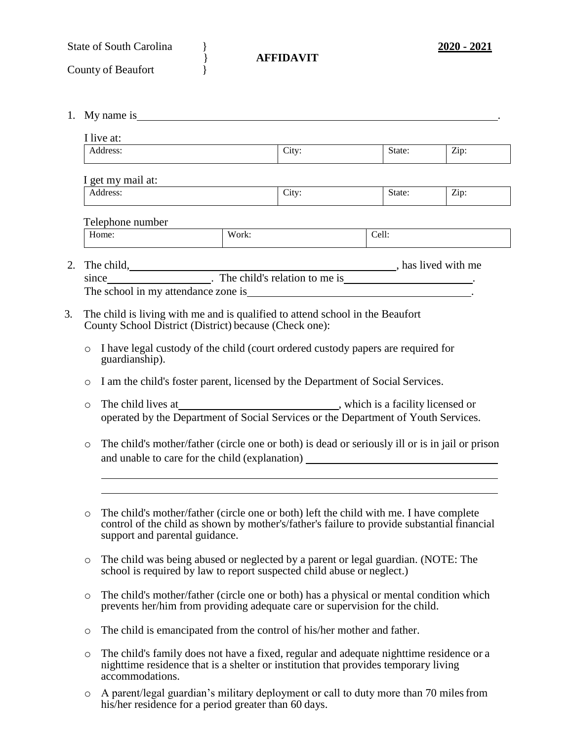State of South Carolina }
} **AFFIDAVIT**
County of Beaufort }

**2020 - 2021**

1. My name is_______________________________________________.

   I live at:

   | Address: | City: | State: | Zip: |
   |---|---|---|---|
   | | | | |

   I get my mail at:

   | Address: | City: | State: | Zip: |
   |---|---|---|---|
   | | | | |

   Telephone number

   | Home: | Work: | Cell: |
   |---|---|---|
   | | | |

2. The child,_______________________________, has lived with me since_______________. The child's relation to me is_______________. The school in my attendance zone is_______________________________.

3. The child is living with me and is qualified to attend school in the Beaufort County School District (District) because (Check one):

   - I have legal custody of the child (court ordered custody papers are required for guardianship).
   - I am the child's foster parent, licensed by the Department of Social Services.
   - The child lives at_______________________, which is a facility licensed or operated by the Department of Social Services or the Department of Youth Services.
   - The child's mother/father (circle one or both) is dead or seriously ill or is in jail or prison and unable to care for the child (explanation) _______________________________
     _______________________________________________
     _______________________________________________
   - The child's mother/father (circle one or both) left the child with me. I have complete control of the child as shown by mother's/father's failure to provide substantial financial support and parental guidance.
   - The child was being abused or neglected by a parent or legal guardian. (NOTE: The school is required by law to report suspected child abuse or neglect.)
   - The child's mother/father (circle one or both) has a physical or mental condition which prevents her/him from providing adequate care or supervision for the child.
   - The child is emancipated from the control of his/her mother and father.
   - The child's family does not have a fixed, regular and adequate nighttime residence or a nighttime residence that is a shelter or institution that provides temporary living accommodations.
   - A parent/legal guardian's military deployment or call to duty more than 70 miles from his/her residence for a period greater than 60 days.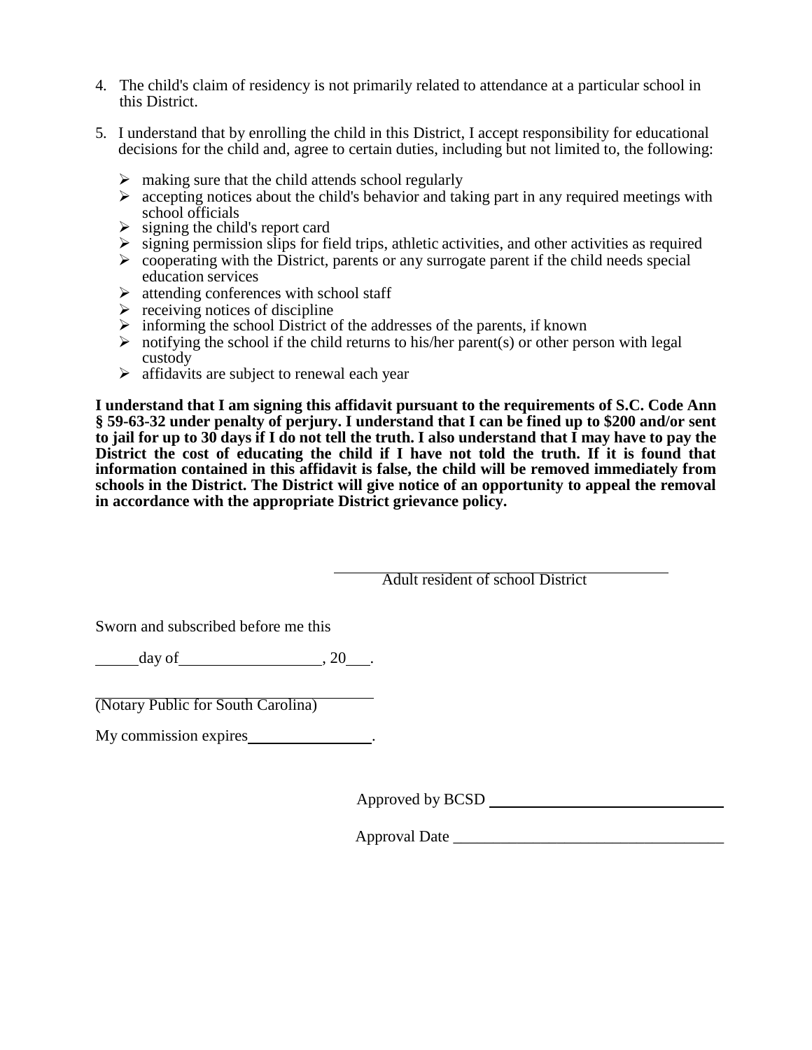4. The child's claim of residency is not primarily related to attendance at a particular school in this District.

5. I understand that by enrolling the child in this District, I accept responsibility for educational decisions for the child and, agree to certain duties, including but not limited to, the following:

   - making sure that the child attends school regularly
   - accepting notices about the child's behavior and taking part in any required meetings with school officials
   - signing the child's report card
   - signing permission slips for field trips, athletic activities, and other activities as required
   - cooperating with the District, parents or any surrogate parent if the child needs special education services
   - attending conferences with school staff
   - receiving notices of discipline
   - informing the school District of the addresses of the parents, if known
   - notifying the school if the child returns to his/her parent(s) or other person with legal custody
   - affidavits are subject to renewal each year

**I understand that I am signing this affidavit pursuant to the requirements of S.C. Code Ann § 59-63-32 under penalty of perjury. I understand that I can be fined up to $200 and/or sent to jail for up to 30 days if I do not tell the truth. I also understand that I may have to pay the District the cost of educating the child if I have not told the truth. If it is found that information contained in this affidavit is false, the child will be removed immediately from schools in the District. The District will give notice of an opportunity to appeal the removal in accordance with the appropriate District grievance policy.**

\_\_\_\_\_\_\_\_\_\_\_\_\_\_\_\_\_\_\_\_\_\_\_\_\_\_\_\_\_\_\_\_\_\_\_\_\_\_\_\_
Adult resident of school District

Sworn and subscribed before me this

\_\_\_\_\_\_day of\_\_\_\_\_\_\_\_\_\_\_\_\_\_\_\_\_\_\_, 20\_\_\_.

\_\_\_\_\_\_\_\_\_\_\_\_\_\_\_\_\_\_\_\_\_\_\_\_\_\_\_\_\_\_\_\_\_\_\_\_
(Notary Public for South Carolina)

My commission expires\_\_\_\_\_\_\_\_\_\_\_\_\_\_\_\_\_.

Approved by BCSD \_\_\_\_\_\_\_\_\_\_\_\_\_\_\_\_\_\_\_\_\_\_\_\_\_\_\_\_\_\_\_\_

Approval Date \_\_\_\_\_\_\_\_\_\_\_\_\_\_\_\_\_\_\_\_\_\_\_\_\_\_\_\_\_\_\_\_\_\_